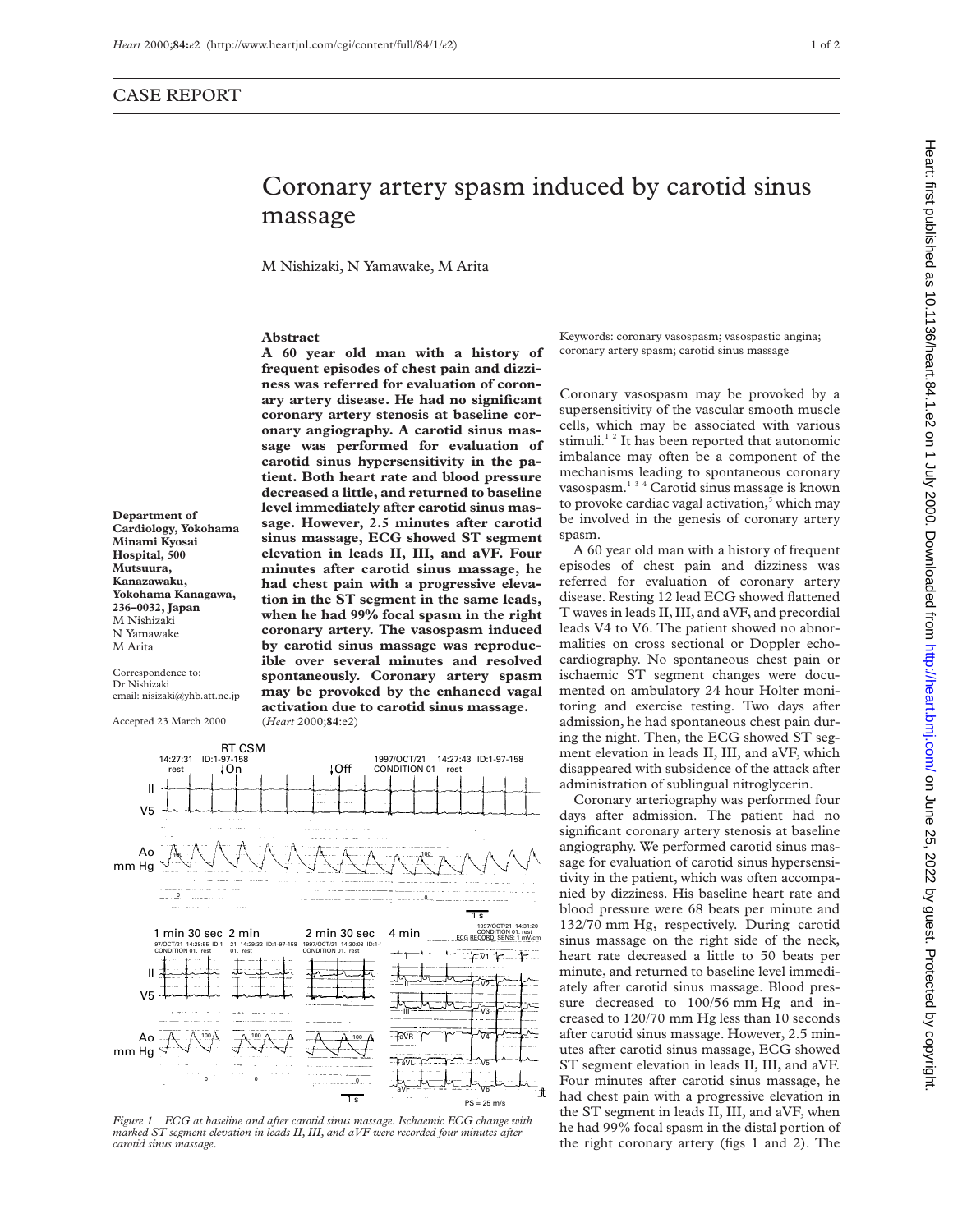CASE REPORT

# Coronary artery spasm induced by carotid sinus massage

M Nishizaki, N Yamawake, M Arita

Department of Cardiology, Yokohama Minami Kyosai Hospital, 500 Mutsuura, Kanazawaku, Yokohama Kanagawa, 236–0032, Japan
M Nishizaki
N Yamawake
M Arita

Correspondence to: Dr Nishizaki
email: nisizaki@yhb.att.ne.jp

Accepted 23 March 2000

## Abstract

**A 60 year old man with a history of frequent episodes of chest pain and dizziness was referred for evaluation of coronary artery disease. He had no significant coronary artery stenosis at baseline coronary angiography. A carotid sinus massage was performed for evaluation of carotid sinus hypersensitivity in the patient. Both heart rate and blood pressure decreased a little, and returned to baseline level immediately after carotid sinus massage. However, 2.5 minutes after carotid sinus massage, ECG showed ST segment elevation in leads II, III, and aVF. Four minutes after carotid sinus massage, he had chest pain with a progressive elevation in the ST segment in the same leads, when he had 99% focal spasm in the right coronary artery. The vasospasm induced by carotid sinus massage was reproducible over several minutes and resolved spontaneously. Coronary artery spasm may be provoked by the enhanced vagal activation due to carotid sinus massage.**
(*Heart* 2000;**84**:e2)

Keywords: coronary vasospasm; vasospastic angina; coronary artery spasm; carotid sinus massage

Figure 1 ECG at baseline and after carotid sinus massage. Ischaemic ECG change with marked ST segment elevation in leads II, III, and aVF were recorded four minutes after carotid sinus massage.

Coronary vasospasm may be provoked by a supersensitivity of the vascular smooth muscle cells, which may be associated with various stimuli.[1,2] It has been reported that autonomic imbalance may often be a component of the mechanisms leading to spontaneous coronary vasospasm.[1,3,4] Carotid sinus massage is known to provoke cardiac vagal activation,[5] which may be involved in the genesis of coronary artery spasm.

A 60 year old man with a history of frequent episodes of chest pain and dizziness was referred for evaluation of coronary artery disease. Resting 12 lead ECG showed flattened T waves in leads II, III, and aVF, and precordial leads V4 to V6. The patient showed no abnormalities on cross sectional or Doppler echocardiography. No spontaneous chest pain or ischaemic ST segment changes were documented on ambulatory 24 hour Holter monitoring and exercise testing. Two days after admission, he had spontaneous chest pain during the night. Then, the ECG showed ST segment elevation in leads II, III, and aVF, which disappeared with subsidence of the attack after administration of sublingual nitroglycerin.

Coronary arteriography was performed four days after admission. The patient had no significant coronary artery stenosis at baseline angiography. We performed carotid sinus massage for evaluation of carotid sinus hypersensitivity in the patient, which was often accompanied by dizziness. His baseline heart rate and blood pressure were 68 beats per minute and 132/70 mm Hg, respectively. During carotid sinus massage on the right side of the neck, heart rate decreased a little to 50 beats per minute, and returned to baseline level immediately after carotid sinus massage. Blood pressure decreased to 100/56 mm Hg and increased to 120/70 mm Hg less than 10 seconds after carotid sinus massage. However, 2.5 minutes after carotid sinus massage, ECG showed ST segment elevation in leads II, III, and aVF. Four minutes after carotid sinus massage, he had chest pain with a progressive elevation in the ST segment in leads II, III, and aVF, when he had 99% focal spasm in the distal portion of the right coronary artery (figs 1 and 2). The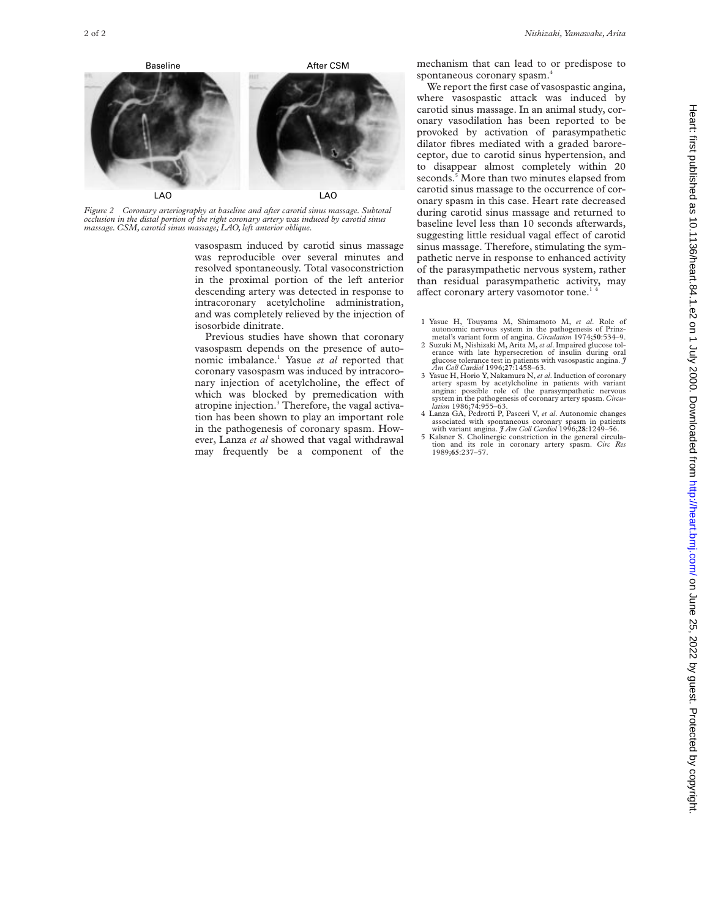Baseline

After CSM

LAO

LAO

*Figure 2 Coronary arteriography at baseline and after carotid sinus massage. Subtotal occlusion in the distal portion of the right coronary artery was induced by carotid sinus massage. CSM, carotid sinus massage; LAO, left anterior oblique.*

vasospasm induced by carotid sinus massage was reproducible over several minutes and resolved spontaneously. Total vasoconstriction in the proximal portion of the left anterior descending artery was detected in response to intracoronary acetylcholine administration, and was completely relieved by the injection of isosorbide dinitrate.

Previous studies have shown that coronary vasospasm depends on the presence of autonomic imbalance.[1] Yasue *et al* reported that coronary vasospasm was induced by intracoronary injection of acetylcholine, the effect of which was blocked by premedication with atropine injection.[3] Therefore, the vagal activation has been shown to play an important role in the pathogenesis of coronary spasm. However, Lanza *et al* showed that vagal withdrawal may frequently be a component of the mechanism that can lead to or predispose to spontaneous coronary spasm.[4]

We report the first case of vasospastic angina, where vasospastic attack was induced by carotid sinus massage. In an animal study, coronary vasodilation has been reported to be provoked by activation of parasympathetic dilator fibres mediated with a graded baroreceptor, due to carotid sinus hypertension, and to disappear almost completely within 20 seconds.[5] More than two minutes elapsed from carotid sinus massage to the occurrence of coronary spasm in this case. Heart rate decreased during carotid sinus massage and returned to baseline level less than 10 seconds afterwards, suggesting little residual vagal effect of carotid sinus massage. Therefore, stimulating the sympathetic nerve in response to enhanced activity of the parasympathetic nervous system, rather than residual parasympathetic activity, may affect coronary artery vasomotor tone.[1 4]

1 Yasue H, Touyama M, Shimamoto M, *et al*. Role of autonomic nervous system in the pathogenesis of Prinzmetal's variant form of angina. *Circulation* 1974;**50**:534–9.
2 Suzuki M, Nishizaki M, Arita M, *et al*. Impaired glucose tolerance with late hypersecretion of insulin during oral glucose tolerance test in patients with vasospastic angina. *J Am Coll Cardiol* 1996;**27**:1458–63.
3 Yasue H, Horio Y, Nakamura N, *et al*. Induction of coronary artery spasm by acetylcholine in patients with variant angina: possible role of the parasympathetic nervous system in the pathogenesis of coronary artery spasm. *Circulation* 1986;**74**:955–63.
4 Lanza GA, Pedrotti P, Pasceri V, *et al*. Autonomic changes associated with spontaneous coronary spasm in patients with variant angina. *J Am Coll Cardiol* 1996;**28**:1249–56.
5 Kalsner S. Cholinergic constriction in the general circulation and its role in coronary artery spasm. *Circ Res* 1989;**65**:237–57.